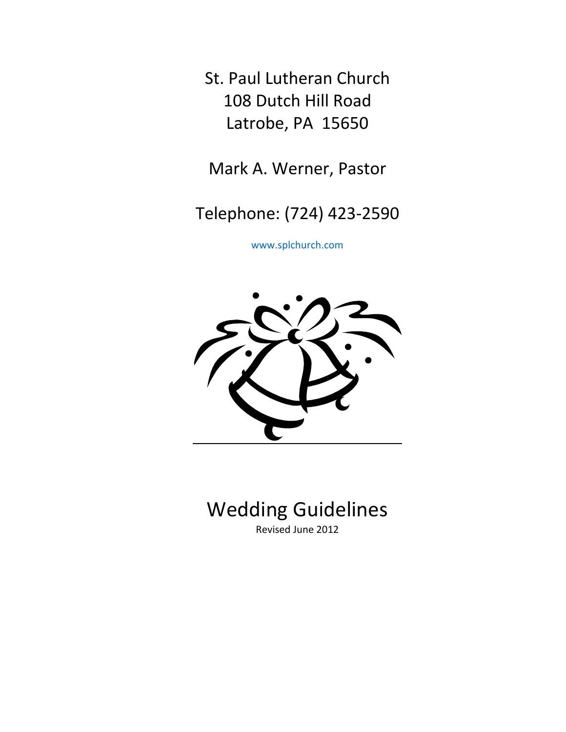St. Paul Lutheran Church
108 Dutch Hill Road
Latrobe, PA 15650

Mark A. Werner, Pastor

Telephone: (724) 423-2590

www.splchurch.com

# Wedding Guidelines

Revised June 2012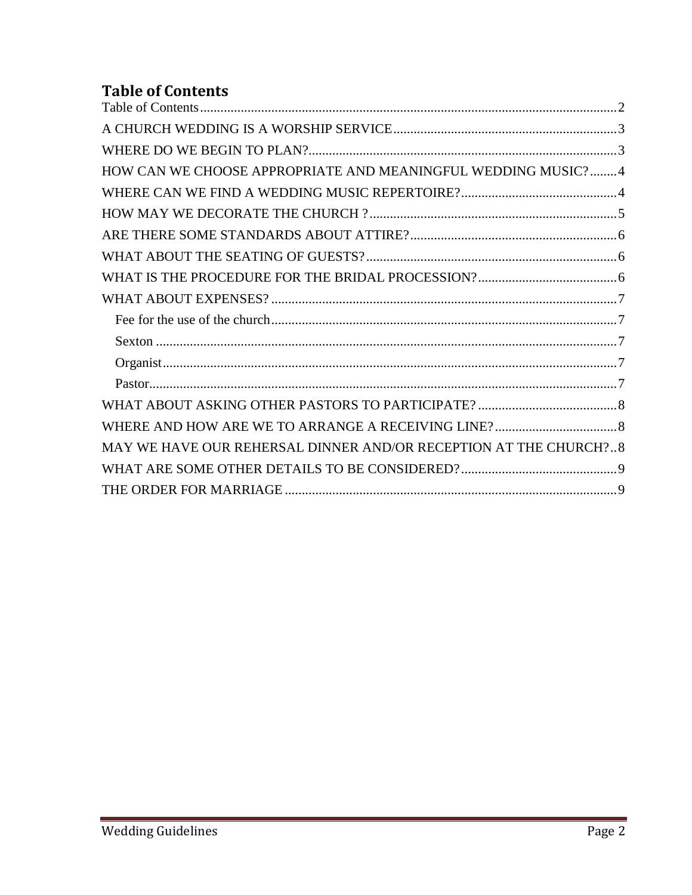# Table of Contents

Table of Contents ........................................................ 2
A CHURCH WEDDING IS A WORSHIP SERVICE ........................................................ 3
WHERE DO WE BEGIN TO PLAN? ........................................................ 3
HOW CAN WE CHOOSE APPROPRIATE AND MEANINGFUL WEDDING MUSIC? ........ 4
WHERE CAN WE FIND A WEDDING MUSIC REPERTOIRE? ........................................................ 4
HOW MAY WE DECORATE THE CHURCH ? ........................................................ 5
ARE THERE SOME STANDARDS ABOUT ATTIRE? ........................................................ 6
WHAT ABOUT THE SEATING OF GUESTS? ........................................................ 6
WHAT IS THE PROCEDURE FOR THE BRIDAL PROCESSION? ........................................................ 6
WHAT ABOUT EXPENSES? ........................................................ 7
- Fee for the use of the church ........................................................ 7
- Sexton ........................................................ 7
- Organist ........................................................ 7
- Pastor ........................................................ 7

WHAT ABOUT ASKING OTHER PASTORS TO PARTICIPATE? ........................................................ 8
WHERE AND HOW ARE WE TO ARRANGE A RECEIVING LINE? ........................................................ 8
MAY WE HAVE OUR REHERSAL DINNER AND/OR RECEPTION AT THE CHURCH? .. 8
WHAT ARE SOME OTHER DETAILS TO BE CONSIDERED? ........................................................ 9
THE ORDER FOR MARRIAGE ........................................................ 9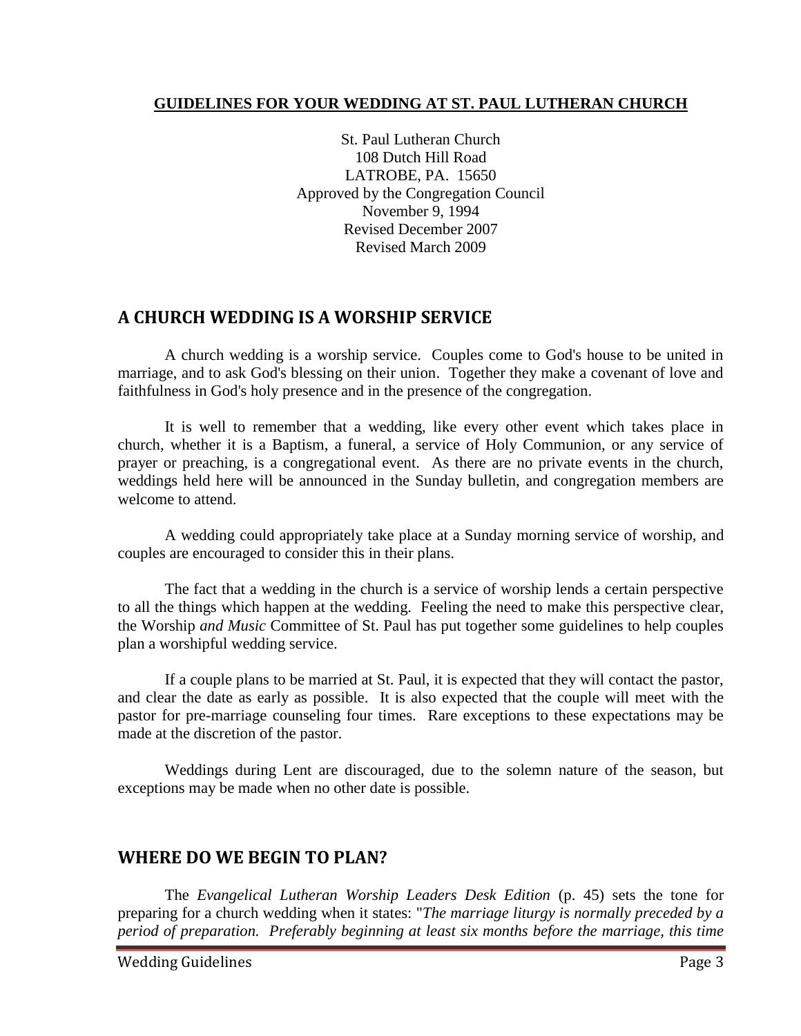**GUIDELINES FOR YOUR WEDDING AT ST. PAUL LUTHERAN CHURCH**

St. Paul Lutheran Church
108 Dutch Hill Road
LATROBE, PA. 15650
Approved by the Congregation Council
November 9, 1994
Revised December 2007
Revised March 2009

## A CHURCH WEDDING IS A WORSHIP SERVICE

A church wedding is a worship service. Couples come to God's house to be united in marriage, and to ask God's blessing on their union. Together they make a covenant of love and faithfulness in God's holy presence and in the presence of the congregation.

It is well to remember that a wedding, like every other event which takes place in church, whether it is a Baptism, a funeral, a service of Holy Communion, or any service of prayer or preaching, is a congregational event. As there are no private events in the church, weddings held here will be announced in the Sunday bulletin, and congregation members are welcome to attend.

A wedding could appropriately take place at a Sunday morning service of worship, and couples are encouraged to consider this in their plans.

The fact that a wedding in the church is a service of worship lends a certain perspective to all the things which happen at the wedding. Feeling the need to make this perspective clear, the Worship *and Music* Committee of St. Paul has put together some guidelines to help couples plan a worshipful wedding service.

If a couple plans to be married at St. Paul, it is expected that they will contact the pastor, and clear the date as early as possible. It is also expected that the couple will meet with the pastor for pre-marriage counseling four times. Rare exceptions to these expectations may be made at the discretion of the pastor.

Weddings during Lent are discouraged, due to the solemn nature of the season, but exceptions may be made when no other date is possible.

## WHERE DO WE BEGIN TO PLAN?

The *Evangelical Lutheran Worship Leaders Desk Edition* (p. 45) sets the tone for preparing for a church wedding when it states: "*The marriage liturgy is normally preceded by a period of preparation. Preferably beginning at least six months before the marriage, this time*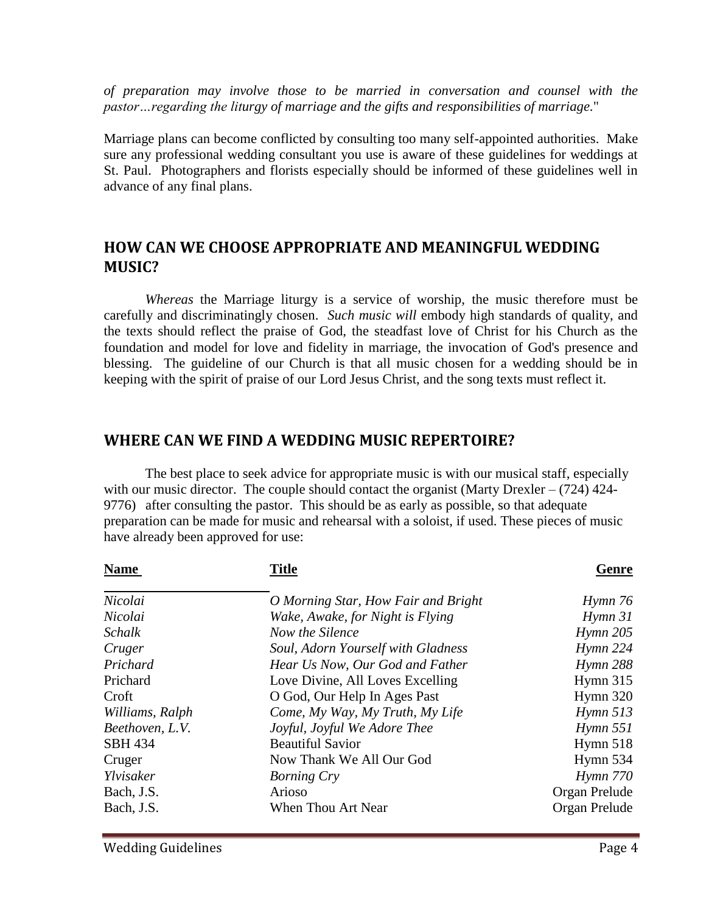*of preparation may involve those to be married in conversation and counsel with the pastor…regarding the liturgy of marriage and the gifts and responsibilities of marriage.*"

Marriage plans can become conflicted by consulting too many self-appointed authorities. Make sure any professional wedding consultant you use is aware of these guidelines for weddings at St. Paul. Photographers and florists especially should be informed of these guidelines well in advance of any final plans.

## HOW CAN WE CHOOSE APPROPRIATE AND MEANINGFUL WEDDING MUSIC?

*Whereas* the Marriage liturgy is a service of worship, the music therefore must be carefully and discriminatingly chosen. *Such music will* embody high standards of quality, and the texts should reflect the praise of God, the steadfast love of Christ for his Church as the foundation and model for love and fidelity in marriage, the invocation of God's presence and blessing. The guideline of our Church is that all music chosen for a wedding should be in keeping with the spirit of praise of our Lord Jesus Christ, and the song texts must reflect it.

## WHERE CAN WE FIND A WEDDING MUSIC REPERTOIRE?

The best place to seek advice for appropriate music is with our musical staff, especially with our music director. The couple should contact the organist (Marty Drexler – (724) 424-9776) after consulting the pastor. This should be as early as possible, so that adequate preparation can be made for music and rehearsal with a soloist, if used. These pieces of music have already been approved for use:

| Name | Title | Genre |
|---|---|---|
| *Nicolai* | *O Morning Star, How Fair and Bright* | *Hymn 76* |
| *Nicolai* | *Wake, Awake, for Night is Flying* | *Hymn 31* |
| *Schalk* | *Now the Silence* | *Hymn 205* |
| *Cruger* | *Soul, Adorn Yourself with Gladness* | *Hymn 224* |
| *Prichard* | *Hear Us Now, Our God and Father* | *Hymn 288* |
| Prichard | Love Divine, All Loves Excelling | Hymn 315 |
| Croft | O God, Our Help In Ages Past | Hymn 320 |
| *Williams, Ralph* | *Come, My Way, My Truth, My Life* | *Hymn 513* |
| *Beethoven, L.V.* | *Joyful, Joyful We Adore Thee* | *Hymn 551* |
| SBH 434 | Beautiful Savior | Hymn 518 |
| Cruger | Now Thank We All Our God | Hymn 534 |
| *Ylvisaker* | *Borning Cry* | *Hymn 770* |
| Bach, J.S. | Arioso | Organ Prelude |
| Bach, J.S. | When Thou Art Near | Organ Prelude |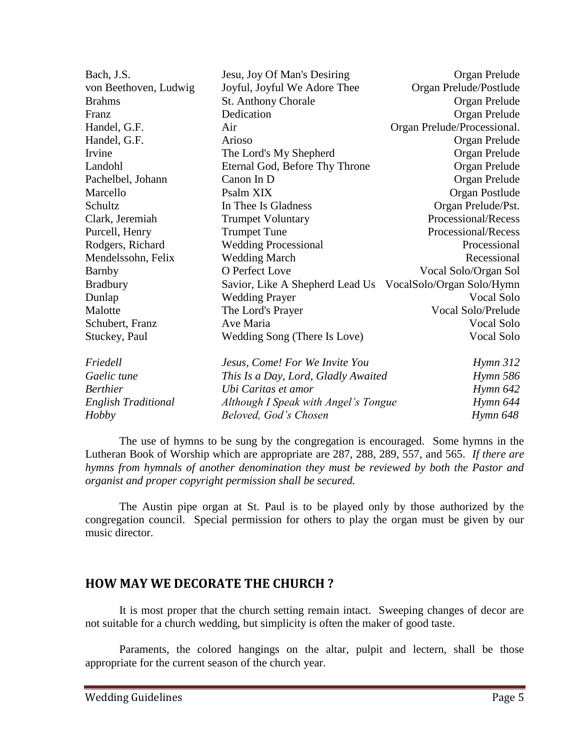| | | |
|---|---|---|
| Bach, J.S. | Jesu, Joy Of Man's Desiring | Organ Prelude |
| von Beethoven, Ludwig | Joyful, Joyful We Adore Thee | Organ Prelude/Postlude |
| Brahms | St. Anthony Chorale | Organ Prelude |
| Franz | Dedication | Organ Prelude |
| Handel, G.F. | Air | Organ Prelude/Processional. |
| Handel, G.F. | Arioso | Organ Prelude |
| Irvine | The Lord's My Shepherd | Organ Prelude |
| Landohl | Eternal God, Before Thy Throne | Organ Prelude |
| Pachelbel, Johann | Canon In D | Organ Prelude |
| Marcello | Psalm XIX | Organ Postlude |
| Schultz | In Thee Is Gladness | Organ Prelude/Pst. |
| Clark, Jeremiah | Trumpet Voluntary | Processional/Recess |
| Purcell, Henry | Trumpet Tune | Processional/Recess |
| Rodgers, Richard | Wedding Processional | Processional |
| Mendelssohn, Felix | Wedding March | Recessional |
| Barnby | O Perfect Love | Vocal Solo/Organ Sol |
| Bradbury | Savior, Like A Shepherd Lead Us | VocalSolo/Organ Solo/Hymn |
| Dunlap | Wedding Prayer | Vocal Solo |
| Malotte | The Lord's Prayer | Vocal Solo/Prelude |
| Schubert, Franz | Ave Maria | Vocal Solo |
| Stuckey, Paul | Wedding Song (There Is Love) | Vocal Solo |
| *Friedell* | *Jesus, Come! For We Invite You* | *Hymn 312* |
| *Gaelic tune* | *This Is a Day, Lord, Gladly Awaited* | *Hymn 586* |
| *Berthier* | *Ubi Caritas et amor* | *Hymn 642* |
| *English Traditional* | *Although I Speak with Angel's Tongue* | *Hymn 644* |
| *Hobby* | *Beloved, God's Chosen* | *Hymn 648* |

The use of hymns to be sung by the congregation is encouraged. Some hymns in the Lutheran Book of Worship which are appropriate are 287, 288, 289, 557, and 565. *If there are hymns from hymnals of another denomination they must be reviewed by both the Pastor and organist and proper copyright permission shall be secured.*

The Austin pipe organ at St. Paul is to be played only by those authorized by the congregation council. Special permission for others to play the organ must be given by our music director.

## HOW MAY WE DECORATE THE CHURCH ?

It is most proper that the church setting remain intact. Sweeping changes of decor are not suitable for a church wedding, but simplicity is often the maker of good taste.

Paraments, the colored hangings on the altar, pulpit and lectern, shall be those appropriate for the current season of the church year.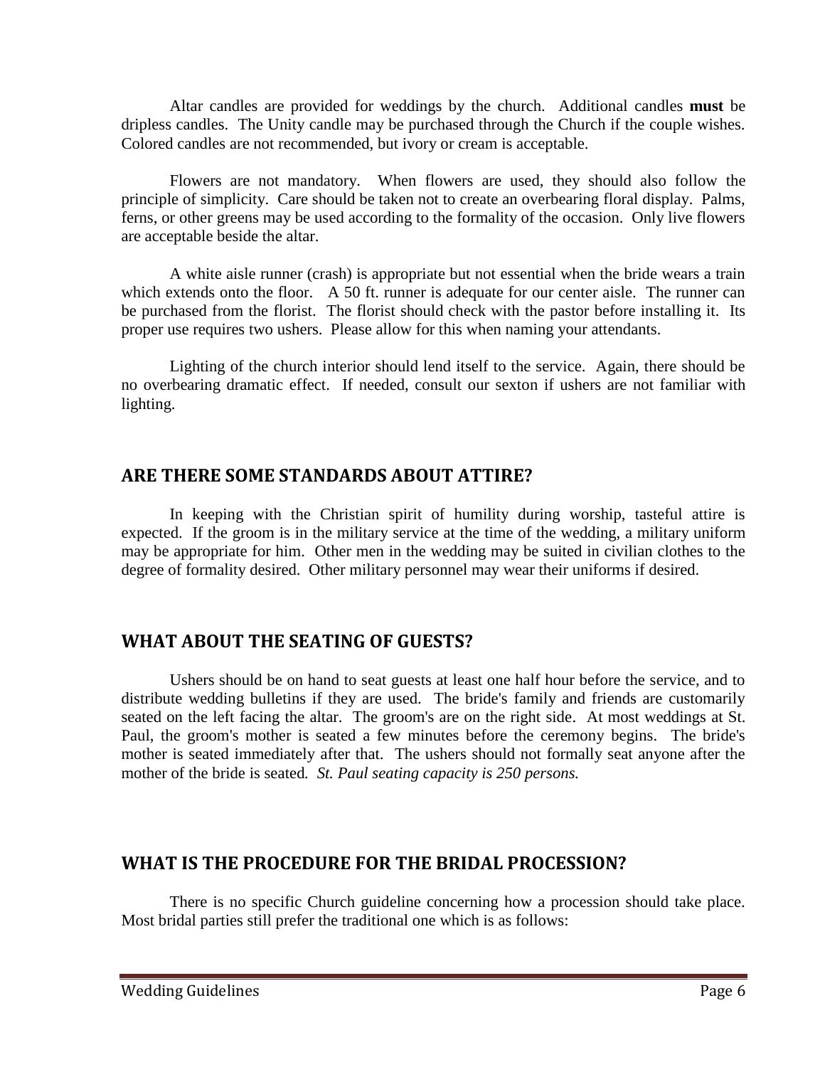Altar candles are provided for weddings by the church. Additional candles **must** be dripless candles. The Unity candle may be purchased through the Church if the couple wishes. Colored candles are not recommended, but ivory or cream is acceptable.

Flowers are not mandatory. When flowers are used, they should also follow the principle of simplicity. Care should be taken not to create an overbearing floral display. Palms, ferns, or other greens may be used according to the formality of the occasion. Only live flowers are acceptable beside the altar.

A white aisle runner (crash) is appropriate but not essential when the bride wears a train which extends onto the floor. A 50 ft. runner is adequate for our center aisle. The runner can be purchased from the florist. The florist should check with the pastor before installing it. Its proper use requires two ushers. Please allow for this when naming your attendants.

Lighting of the church interior should lend itself to the service. Again, there should be no overbearing dramatic effect. If needed, consult our sexton if ushers are not familiar with lighting.

## ARE THERE SOME STANDARDS ABOUT ATTIRE?

In keeping with the Christian spirit of humility during worship, tasteful attire is expected. If the groom is in the military service at the time of the wedding, a military uniform may be appropriate for him. Other men in the wedding may be suited in civilian clothes to the degree of formality desired. Other military personnel may wear their uniforms if desired.

## WHAT ABOUT THE SEATING OF GUESTS?

Ushers should be on hand to seat guests at least one half hour before the service, and to distribute wedding bulletins if they are used. The bride's family and friends are customarily seated on the left facing the altar. The groom's are on the right side. At most weddings at St. Paul, the groom's mother is seated a few minutes before the ceremony begins. The bride's mother is seated immediately after that. The ushers should not formally seat anyone after the mother of the bride is seated. *St. Paul seating capacity is 250 persons.*

## WHAT IS THE PROCEDURE FOR THE BRIDAL PROCESSION?

There is no specific Church guideline concerning how a procession should take place. Most bridal parties still prefer the traditional one which is as follows: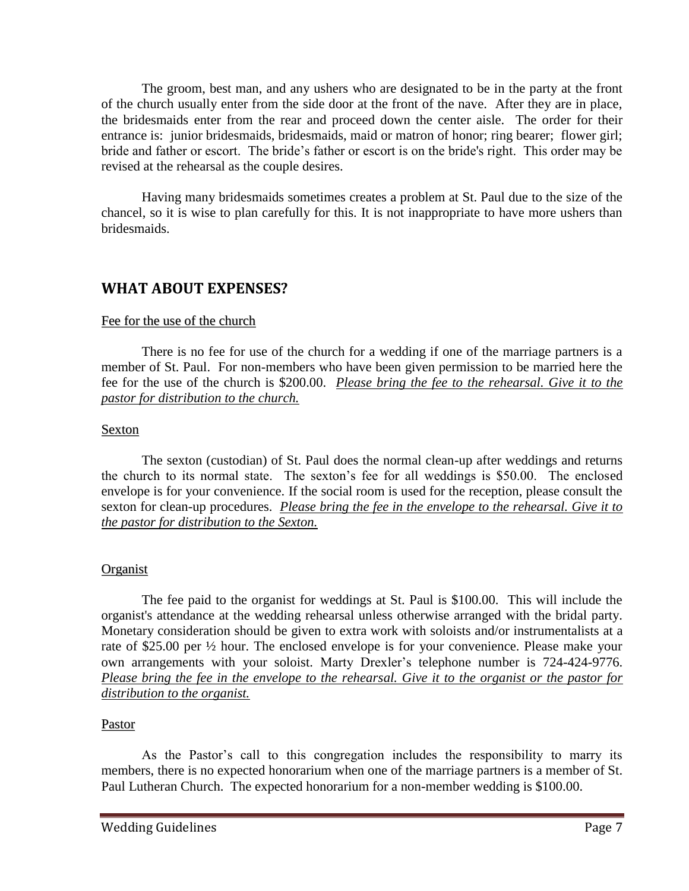The groom, best man, and any ushers who are designated to be in the party at the front of the church usually enter from the side door at the front of the nave. After they are in place, the bridesmaids enter from the rear and proceed down the center aisle. The order for their entrance is: junior bridesmaids, bridesmaids, maid or matron of honor; ring bearer; flower girl; bride and father or escort. The bride's father or escort is on the bride's right. This order may be revised at the rehearsal as the couple desires.

Having many bridesmaids sometimes creates a problem at St. Paul due to the size of the chancel, so it is wise to plan carefully for this. It is not inappropriate to have more ushers than bridesmaids.

## WHAT ABOUT EXPENSES?

Fee for the use of the church

There is no fee for use of the church for a wedding if one of the marriage partners is a member of St. Paul. For non-members who have been given permission to be married here the fee for the use of the church is $200.00. *Please bring the fee to the rehearsal. Give it to the pastor for distribution to the church.*

Sexton

The sexton (custodian) of St. Paul does the normal clean-up after weddings and returns the church to its normal state. The sexton's fee for all weddings is $50.00. The enclosed envelope is for your convenience. If the social room is used for the reception, please consult the sexton for clean-up procedures. *Please bring the fee in the envelope to the rehearsal. Give it to the pastor for distribution to the Sexton.*

Organist

The fee paid to the organist for weddings at St. Paul is $100.00. This will include the organist's attendance at the wedding rehearsal unless otherwise arranged with the bridal party. Monetary consideration should be given to extra work with soloists and/or instrumentalists at a rate of $25.00 per ½ hour. The enclosed envelope is for your convenience. Please make your own arrangements with your soloist. Marty Drexler's telephone number is 724-424-9776. *Please bring the fee in the envelope to the rehearsal. Give it to the organist or the pastor for distribution to the organist.*

Pastor

As the Pastor's call to this congregation includes the responsibility to marry its members, there is no expected honorarium when one of the marriage partners is a member of St. Paul Lutheran Church. The expected honorarium for a non-member wedding is $100.00.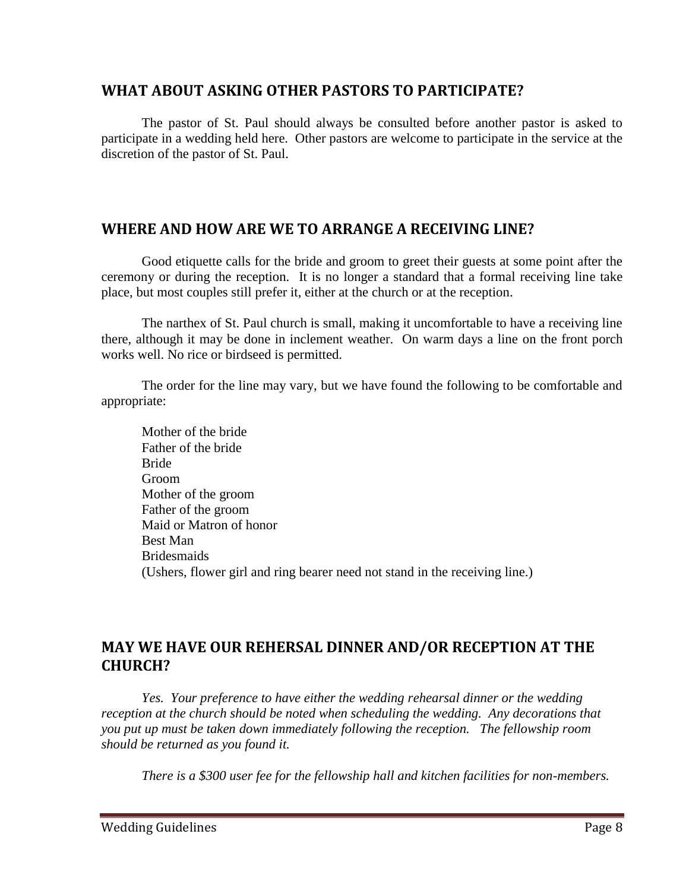## WHAT ABOUT ASKING OTHER PASTORS TO PARTICIPATE?

The pastor of St. Paul should always be consulted before another pastor is asked to participate in a wedding held here. Other pastors are welcome to participate in the service at the discretion of the pastor of St. Paul.

## WHERE AND HOW ARE WE TO ARRANGE A RECEIVING LINE?

Good etiquette calls for the bride and groom to greet their guests at some point after the ceremony or during the reception. It is no longer a standard that a formal receiving line take place, but most couples still prefer it, either at the church or at the reception.

The narthex of St. Paul church is small, making it uncomfortable to have a receiving line there, although it may be done in inclement weather. On warm days a line on the front porch works well. No rice or birdseed is permitted.

The order for the line may vary, but we have found the following to be comfortable and appropriate:

Mother of the bride
Father of the bride
Bride
Groom
Mother of the groom
Father of the groom
Maid or Matron of honor
Best Man
Bridesmaids
(Ushers, flower girl and ring bearer need not stand in the receiving line.)

## MAY WE HAVE OUR REHERSAL DINNER AND/OR RECEPTION AT THE CHURCH?

*Yes. Your preference to have either the wedding rehearsal dinner or the wedding reception at the church should be noted when scheduling the wedding. Any decorations that you put up must be taken down immediately following the reception. The fellowship room should be returned as you found it.*

*There is a $300 user fee for the fellowship hall and kitchen facilities for non-members.*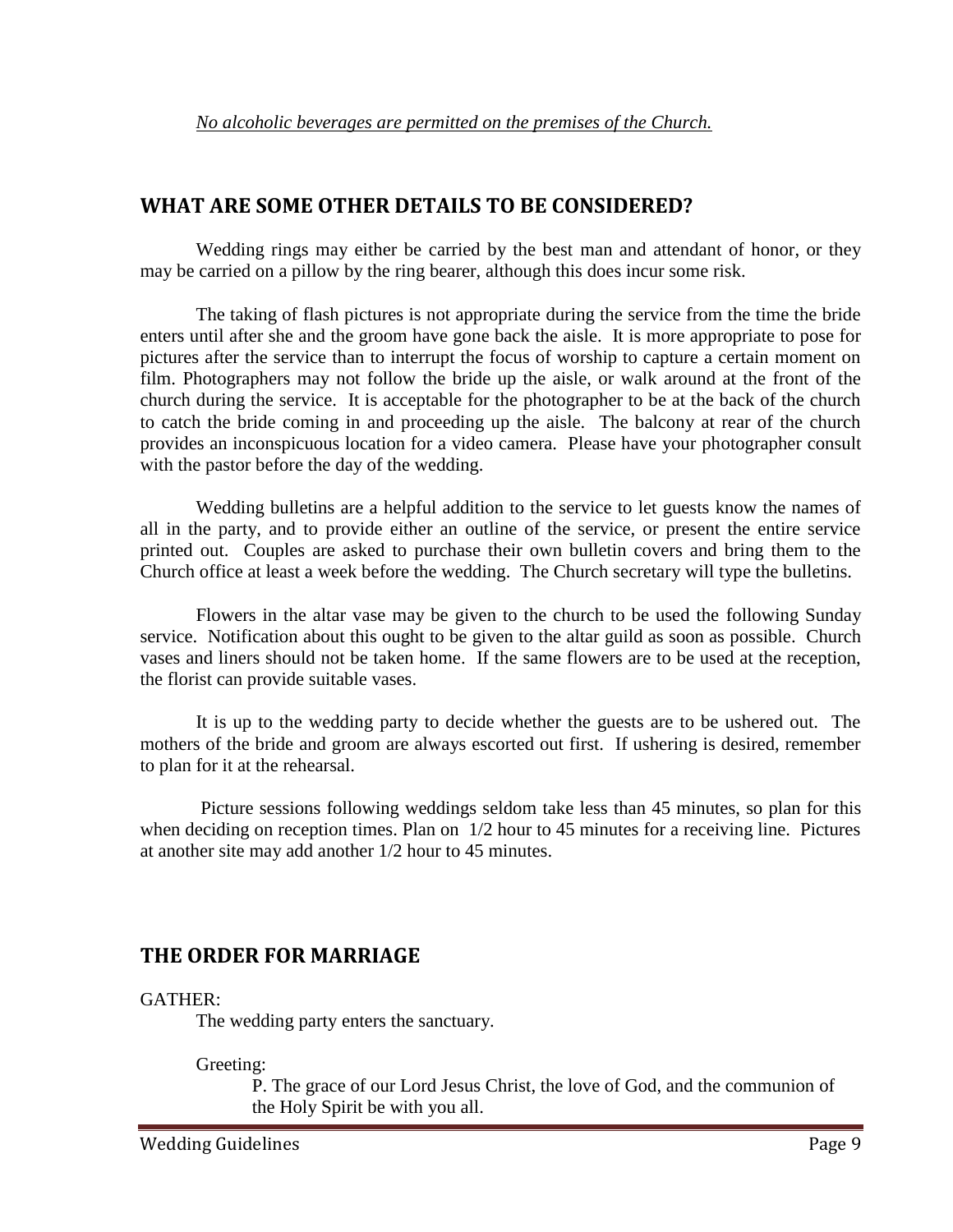*No alcoholic beverages are permitted on the premises of the Church.*

## WHAT ARE SOME OTHER DETAILS TO BE CONSIDERED?

Wedding rings may either be carried by the best man and attendant of honor, or they may be carried on a pillow by the ring bearer, although this does incur some risk.

The taking of flash pictures is not appropriate during the service from the time the bride enters until after she and the groom have gone back the aisle. It is more appropriate to pose for pictures after the service than to interrupt the focus of worship to capture a certain moment on film. Photographers may not follow the bride up the aisle, or walk around at the front of the church during the service. It is acceptable for the photographer to be at the back of the church to catch the bride coming in and proceeding up the aisle. The balcony at rear of the church provides an inconspicuous location for a video camera. Please have your photographer consult with the pastor before the day of the wedding.

Wedding bulletins are a helpful addition to the service to let guests know the names of all in the party, and to provide either an outline of the service, or present the entire service printed out. Couples are asked to purchase their own bulletin covers and bring them to the Church office at least a week before the wedding. The Church secretary will type the bulletins.

Flowers in the altar vase may be given to the church to be used the following Sunday service. Notification about this ought to be given to the altar guild as soon as possible. Church vases and liners should not be taken home. If the same flowers are to be used at the reception, the florist can provide suitable vases.

It is up to the wedding party to decide whether the guests are to be ushered out. The mothers of the bride and groom are always escorted out first. If ushering is desired, remember to plan for it at the rehearsal.

Picture sessions following weddings seldom take less than 45 minutes, so plan for this when deciding on reception times. Plan on 1/2 hour to 45 minutes for a receiving line. Pictures at another site may add another 1/2 hour to 45 minutes.

## THE ORDER FOR MARRIAGE

GATHER:

The wedding party enters the sanctuary.

Greeting:

P. The grace of our Lord Jesus Christ, the love of God, and the communion of the Holy Spirit be with you all.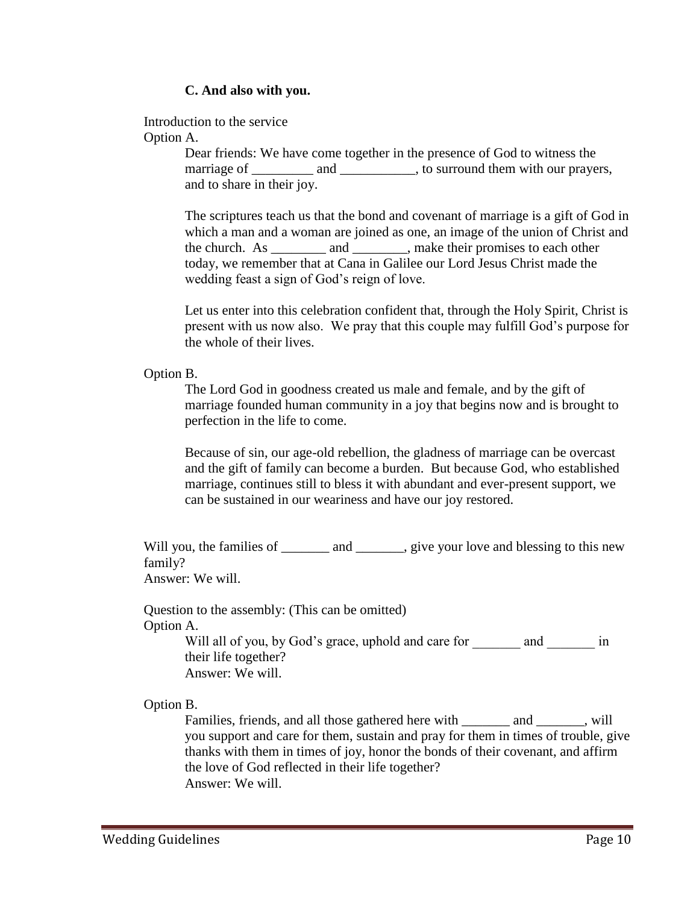**C. And also with you.**

Introduction to the service

Option A.

Dear friends: We have come together in the presence of God to witness the marriage of _________ and ___________, to surround them with our prayers, and to share in their joy.

The scriptures teach us that the bond and covenant of marriage is a gift of God in which a man and a woman are joined as one, an image of the union of Christ and the church. As ________ and ________, make their promises to each other today, we remember that at Cana in Galilee our Lord Jesus Christ made the wedding feast a sign of God's reign of love.

Let us enter into this celebration confident that, through the Holy Spirit, Christ is present with us now also. We pray that this couple may fulfill God's purpose for the whole of their lives.

Option B.

The Lord God in goodness created us male and female, and by the gift of marriage founded human community in a joy that begins now and is brought to perfection in the life to come.

Because of sin, our age-old rebellion, the gladness of marriage can be overcast and the gift of family can become a burden. But because God, who established marriage, continues still to bless it with abundant and ever-present support, we can be sustained in our weariness and have our joy restored.

Will you, the families of _______ and _______, give your love and blessing to this new family?

Answer: We will.

Question to the assembly: (This can be omitted)

Option A.

Will all of you, by God's grace, uphold and care for _______ and _______ in their life together?

Answer: We will.

Option B.

Families, friends, and all those gathered here with _______ and _______, will you support and care for them, sustain and pray for them in times of trouble, give thanks with them in times of joy, honor the bonds of their covenant, and affirm the love of God reflected in their life together?

Answer: We will.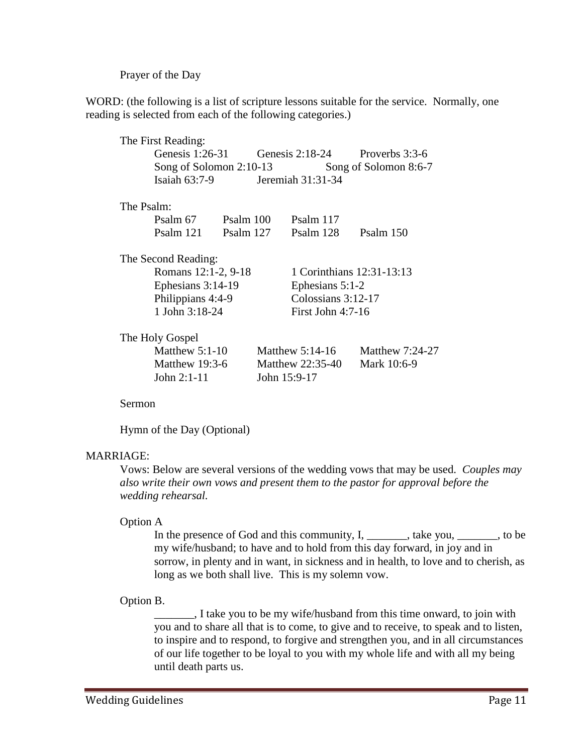Prayer of the Day

WORD: (the following is a list of scripture lessons suitable for the service. Normally, one reading is selected from each of the following categories.)

The First Reading:

- Genesis 1:26-31
- Genesis 2:18-24
- Proverbs 3:3-6
- Song of Solomon 2:10-13
- Song of Solomon 8:6-7
- Isaiah 63:7-9
- Jeremiah 31:31-34

The Psalm:

- Psalm 67
- Psalm 100
- Psalm 117
- Psalm 121
- Psalm 127
- Psalm 128
- Psalm 150

The Second Reading:

- Romans 12:1-2, 9-18
- 1 Corinthians 12:31-13:13
- Ephesians 3:14-19
- Ephesians 5:1-2
- Philippians 4:4-9
- Colossians 3:12-17
- 1 John 3:18-24
- First John 4:7-16

The Holy Gospel

- Matthew 5:1-10
- Matthew 5:14-16
- Matthew 7:24-27
- Matthew 19:3-6
- Matthew 22:35-40
- Mark 10:6-9
- John 2:1-11
- John 15:9-17

Sermon

Hymn of the Day (Optional)

MARRIAGE:

Vows: Below are several versions of the wedding vows that may be used. *Couples may also write their own vows and present them to the pastor for approval before the wedding rehearsal.*

Option A

In the presence of God and this community, I, _______, take you, _______, to be my wife/husband; to have and to hold from this day forward, in joy and in sorrow, in plenty and in want, in sickness and in health, to love and to cherish, as long as we both shall live. This is my solemn vow.

Option B.

_______, I take you to be my wife/husband from this time onward, to join with you and to share all that is to come, to give and to receive, to speak and to listen, to inspire and to respond, to forgive and strengthen you, and in all circumstances of our life together to be loyal to you with my whole life and with all my being until death parts us.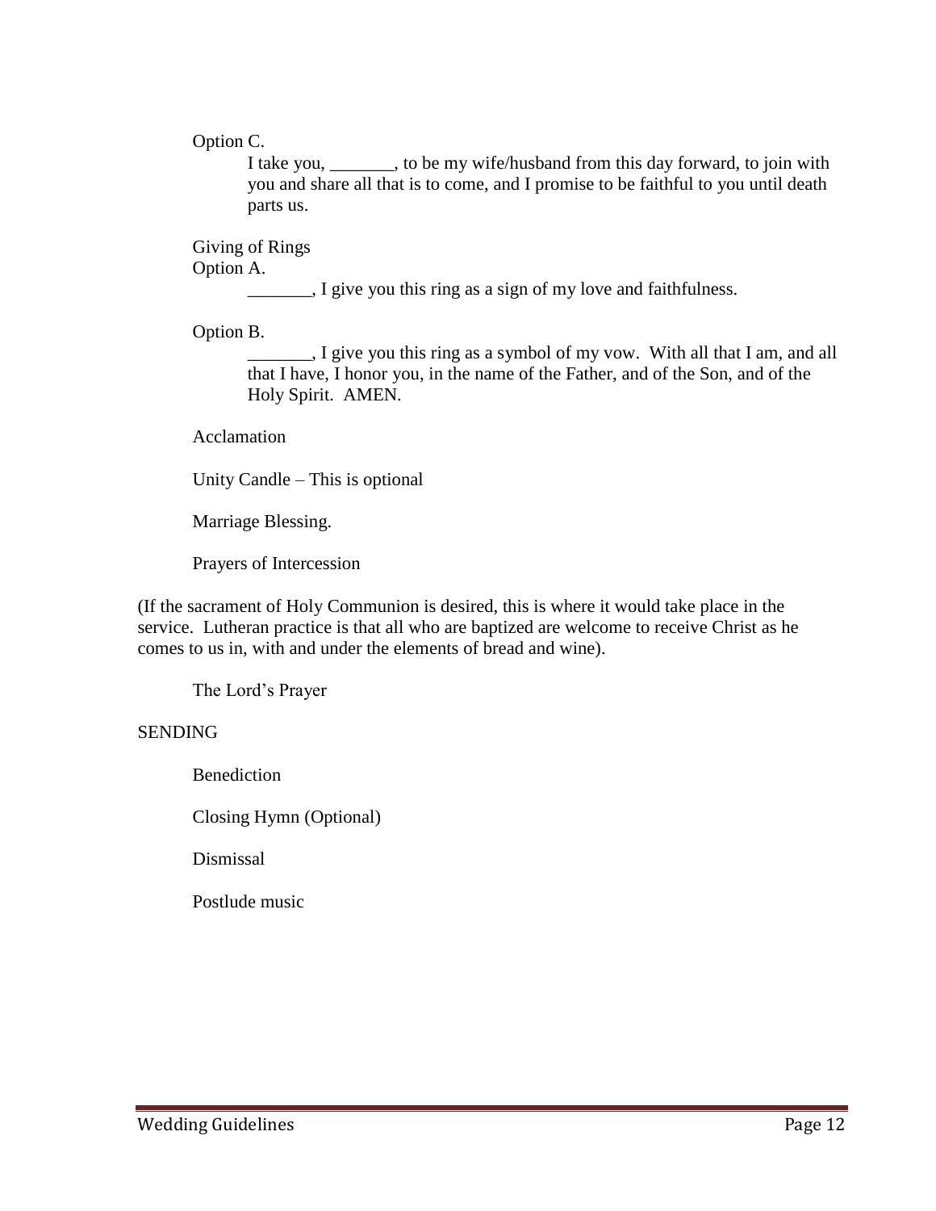Option C.

I take you, _______, to be my wife/husband from this day forward, to join with you and share all that is to come, and I promise to be faithful to you until death parts us.

Giving of Rings

Option A.

_______, I give you this ring as a sign of my love and faithfulness.

Option B.

_______, I give you this ring as a symbol of my vow. With all that I am, and all that I have, I honor you, in the name of the Father, and of the Son, and of the Holy Spirit. AMEN.

Acclamation

Unity Candle – This is optional

Marriage Blessing.

Prayers of Intercession

(If the sacrament of Holy Communion is desired, this is where it would take place in the service. Lutheran practice is that all who are baptized are welcome to receive Christ as he comes to us in, with and under the elements of bread and wine).

The Lord's Prayer

SENDING

Benediction

Closing Hymn (Optional)

Dismissal

Postlude music